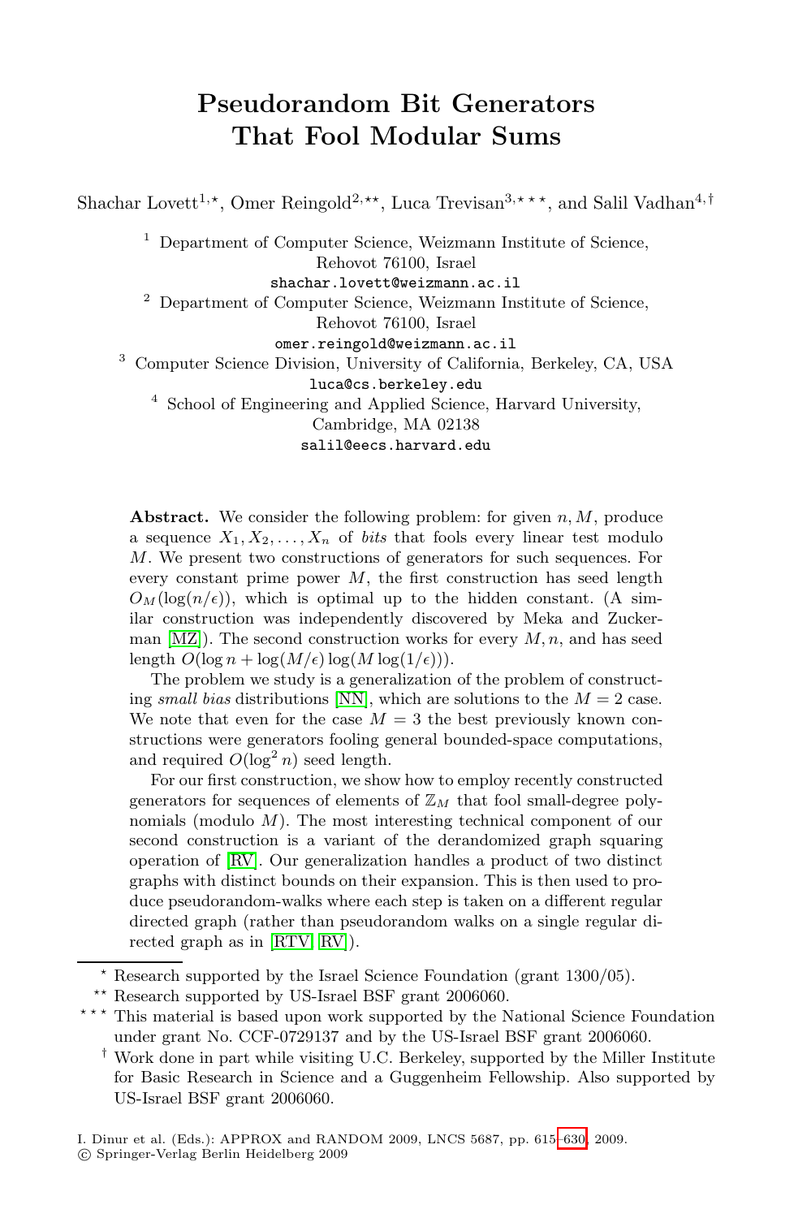# Pseudorandom Bit Generators That Fool Modular Sums

Shachar Lovett[1,⋆], Omer Reingold[2,⋆⋆], Luca Trevisan[3,⋆⋆⋆], and Salil Vadhan[4,†]

[1] Department of Computer Science, Weizmann Institute of Science, Rehovot 76100, Israel
shachar.lovett@weizmann.ac.il

[2] Department of Computer Science, Weizmann Institute of Science, Rehovot 76100, Israel
omer.reingold@weizmann.ac.il

[3] Computer Science Division, University of California, Berkeley, CA, USA
luca@cs.berkeley.edu

[4] School of Engineering and Applied Science, Harvard University, Cambridge, MA 02138
salil@eecs.harvard.edu

**Abstract.** We consider the following problem: for given $n, M$, produce a sequence $X_1, X_2, \ldots, X_n$ of *bits* that fools every linear test modulo $M$. We present two constructions of generators for such sequences. For every constant prime power $M$, the first construction has seed length $O_M(\log(n/\epsilon))$, which is optimal up to the hidden constant. (A similar construction was independently discovered by Meka and Zuckerman [MZ]). The second construction works for every $M, n$, and has seed length $O(\log n + \log(M/\epsilon)\log(M\log(1/\epsilon)))$.

The problem we study is a generalization of the problem of constructing *small bias* distributions [NN], which are solutions to the $M = 2$ case. We note that even for the case $M = 3$ the best previously known constructions were generators fooling general bounded-space computations, and required $O(\log^2 n)$ seed length.

For our first construction, we show how to employ recently constructed generators for sequences of elements of $\mathbb{Z}_M$ that fool small-degree polynomials (modulo $M$). The most interesting technical component of our second construction is a variant of the derandomized graph squaring operation of [RV]. Our generalization handles a product of two distinct graphs with distinct bounds on their expansion. This is then used to produce pseudorandom-walks where each step is taken on a different regular directed graph (rather than pseudorandom walks on a single regular directed graph as in [RTV, RV]).

---

⋆ Research supported by the Israel Science Foundation (grant 1300/05).

⋆⋆ Research supported by US-Israel BSF grant 2006060.

⋆⋆⋆ This material is based upon work supported by the National Science Foundation under grant No. CCF-0729137 and by the US-Israel BSF grant 2006060.

† Work done in part while visiting U.C. Berkeley, supported by the Miller Institute for Basic Research in Science and a Guggenheim Fellowship. Also supported by US-Israel BSF grant 2006060.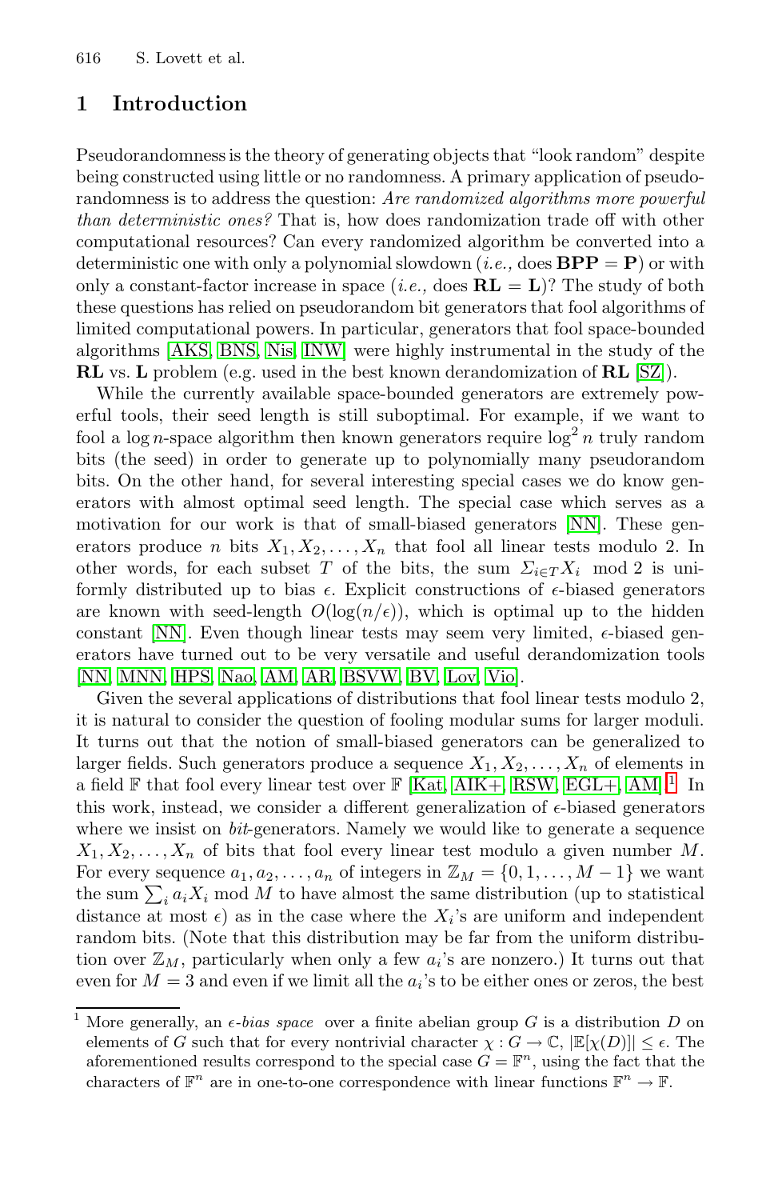## 1 Introduction

Pseudorandomness is the theory of generating objects that "look random" despite being constructed using little or no randomness. A primary application of pseudorandomness is to address the question: *Are randomized algorithms more powerful than deterministic ones?* That is, how does randomization trade off with other computational resources? Can every randomized algorithm be converted into a deterministic one with only a polynomial slowdown (*i.e.,* does **BPP** = **P**) or with only a constant-factor increase in space (*i.e.,* does **RL** = **L**)? The study of both these questions has relied on pseudorandom bit generators that fool algorithms of limited computational powers. In particular, generators that fool space-bounded algorithms [AKS, BNS, Nis, INW] were highly instrumental in the study of the **RL** vs. **L** problem (e.g. used in the best known derandomization of **RL** [SZ]).

While the currently available space-bounded generators are extremely powerful tools, their seed length is still suboptimal. For example, if we want to fool a $\log n$-space algorithm then known generators require $\log^2 n$ truly random bits (the seed) in order to generate up to polynomially many pseudorandom bits. On the other hand, for several interesting special cases we do know generators with almost optimal seed length. The special case which serves as a motivation for our work is that of small-biased generators [NN]. These generators produce $n$ bits $X_1, X_2, \ldots, X_n$ that fool all linear tests modulo 2. In other words, for each subset $T$ of the bits, the sum $\Sigma_{i \in T} X_i \mod 2$ is uniformly distributed up to bias $\epsilon$. Explicit constructions of $\epsilon$-biased generators are known with seed-length $O(\log(n/\epsilon))$, which is optimal up to the hidden constant [NN]. Even though linear tests may seem very limited, $\epsilon$-biased generators have turned out to be very versatile and useful derandomization tools [NN, MNN, HPS, Nao, AM, AR, BSVW, BV, Lov, Vio].

Given the several applications of distributions that fool linear tests modulo 2, it is natural to consider the question of fooling modular sums for larger moduli. It turns out that the notion of small-biased generators can be generalized to larger fields. Such generators produce a sequence $X_1, X_2, \ldots, X_n$ of elements in a field $\mathbb{F}$ that fool every linear test over $\mathbb{F}$ [Kat, AIK+, RSW, EGL+, AM].[1] In this work, instead, we consider a different generalization of $\epsilon$-biased generators where we insist on *bit*-generators. Namely we would like to generate a sequence $X_1, X_2, \ldots, X_n$ of bits that fool every linear test modulo a given number $M$. For every sequence $a_1, a_2, \ldots, a_n$ of integers in $\mathbb{Z}_M = \{0, 1, \ldots, M-1\}$ we want the sum $\sum_i a_i X_i \mod M$ to have almost the same distribution (up to statistical distance at most $\epsilon$) as in the case where the $X_i$'s are uniform and independent random bits. (Note that this distribution may be far from the uniform distribution over $\mathbb{Z}_M$, particularly when only a few $a_i$'s are nonzero.) It turns out that even for $M = 3$ and even if we limit all the $a_i$'s to be either ones or zeros, the best

---

[1] More generally, an *$\epsilon$-bias space* over a finite abelian group $G$ is a distribution $D$ on elements of $G$ such that for every nontrivial character $\chi : G \to \mathbb{C}$, $|\mathbb{E}[\chi(D)]| \leq \epsilon$. The aforementioned results correspond to the special case $G = \mathbb{F}^n$, using the fact that the characters of $\mathbb{F}^n$ are in one-to-one correspondence with linear functions $\mathbb{F}^n \to \mathbb{F}$.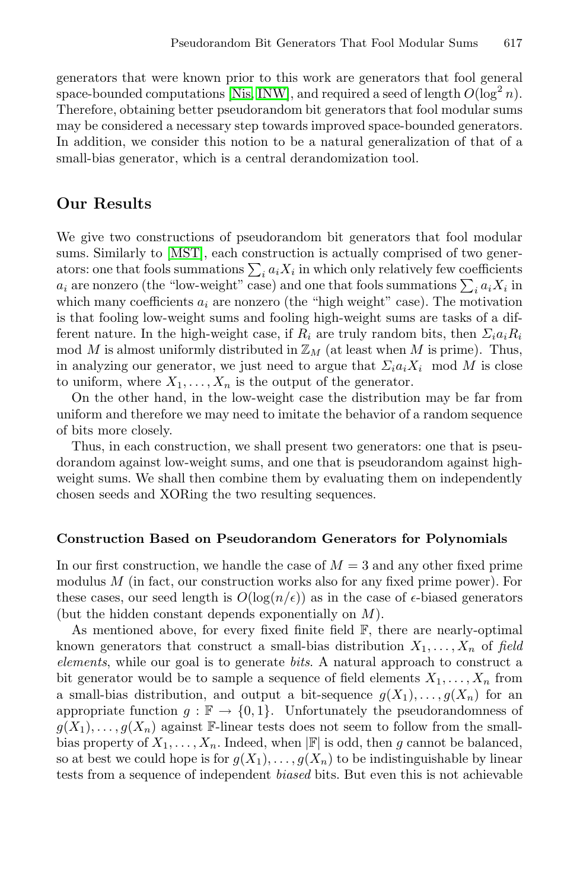generators that were known prior to this work are generators that fool general space-bounded computations [Nis, INW], and required a seed of length $O(\log^2 n)$. Therefore, obtaining better pseudorandom bit generators that fool modular sums may be considered a necessary step towards improved space-bounded generators. In addition, we consider this notion to be a natural generalization of that of a small-bias generator, which is a central derandomization tool.

## Our Results

We give two constructions of pseudorandom bit generators that fool modular sums. Similarly to [MST], each construction is actually comprised of two generators: one that fools summations $\sum_i a_i X_i$ in which only relatively few coefficients $a_i$ are nonzero (the "low-weight" case) and one that fools summations $\sum_i a_i X_i$ in which many coefficients $a_i$ are nonzero (the "high weight" case). The motivation is that fooling low-weight sums and fooling high-weight sums are tasks of a different nature. In the high-weight case, if $R_i$ are truly random bits, then $\Sigma_i a_i R_i \mod M$ is almost uniformly distributed in $\mathbb{Z}_M$ (at least when $M$ is prime). Thus, in analyzing our generator, we just need to argue that $\Sigma_i a_i X_i \mod M$ is close to uniform, where $X_1, \ldots, X_n$ is the output of the generator.

On the other hand, in the low-weight case the distribution may be far from uniform and therefore we may need to imitate the behavior of a random sequence of bits more closely.

Thus, in each construction, we shall present two generators: one that is pseudorandom against low-weight sums, and one that is pseudorandom against high-weight sums. We shall then combine them by evaluating them on independently chosen seeds and XORing the two resulting sequences.

### Construction Based on Pseudorandom Generators for Polynomials

In our first construction, we handle the case of $M = 3$ and any other fixed prime modulus $M$ (in fact, our construction works also for any fixed prime power). For these cases, our seed length is $O(\log(n/\epsilon))$ as in the case of $\epsilon$-biased generators (but the hidden constant depends exponentially on $M$).

As mentioned above, for every fixed finite field $\mathbb{F}$, there are nearly-optimal known generators that construct a small-bias distribution $X_1, \ldots, X_n$ of *field elements*, while our goal is to generate *bits*. A natural approach to construct a bit generator would be to sample a sequence of field elements $X_1, \ldots, X_n$ from a small-bias distribution, and output a bit-sequence $g(X_1), \ldots, g(X_n)$ for an appropriate function $g : \mathbb{F} \to \{0, 1\}$. Unfortunately the pseudorandomness of $g(X_1), \ldots, g(X_n)$ against $\mathbb{F}$-linear tests does not seem to follow from the small-bias property of $X_1, \ldots, X_n$. Indeed, when $|\mathbb{F}|$ is odd, then $g$ cannot be balanced, so at best we could hope is for $g(X_1), \ldots, g(X_n)$ to be indistinguishable by linear tests from a sequence of independent *biased* bits. But even this is not achievable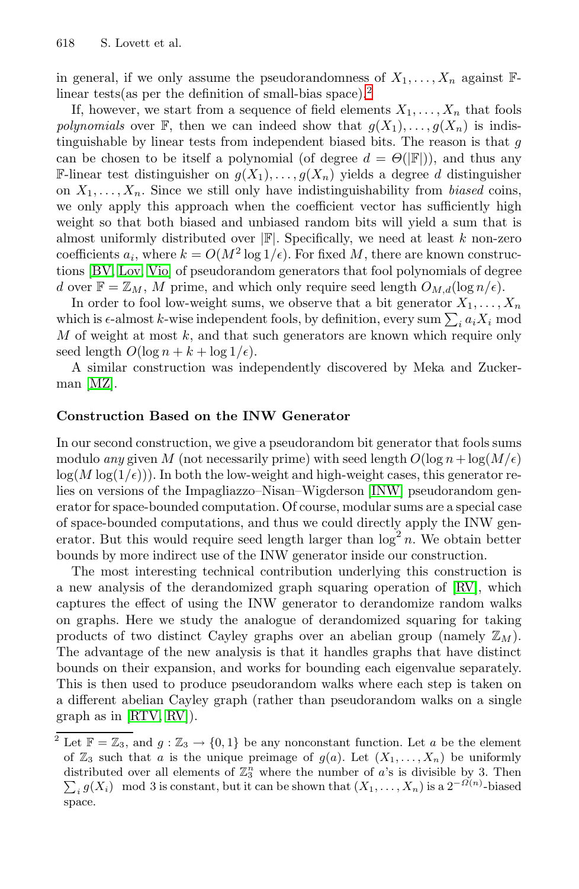in general, if we only assume the pseudorandomness of $X_1, \dots, X_n$ against $\mathbb{F}$-linear tests(as per the definition of small-bias space).[2]

If, however, we start from a sequence of field elements $X_1, \dots, X_n$ that fools *polynomials* over $\mathbb{F}$, then we can indeed show that $g(X_1), \dots, g(X_n)$ is indistinguishable by linear tests from independent biased bits. The reason is that $g$ can be chosen to be itself a polynomial (of degree $d = \Theta(|\mathbb{F}|)$), and thus any $\mathbb{F}$-linear test distinguisher on $g(X_1), \dots, g(X_n)$ yields a degree $d$ distinguisher on $X_1, \dots, X_n$. Since we still only have indistinguishability from *biased* coins, we only apply this approach when the coefficient vector has sufficiently high weight so that both biased and unbiased random bits will yield a sum that is almost uniformly distributed over $|\mathbb{F}|$. Specifically, we need at least $k$ non-zero coefficients $a_i$, where $k = O(M^2 \log 1/\epsilon)$. For fixed $M$, there are known constructions [BV, Lov, Vio] of pseudorandom generators that fool polynomials of degree $d$ over $\mathbb{F} = \mathbb{Z}_M$, $M$ prime, and which only require seed length $O_{M,d}(\log n/\epsilon)$.

In order to fool low-weight sums, we observe that a bit generator $X_1, \dots, X_n$ which is $\epsilon$-almost $k$-wise independent fools, by definition, every sum $\sum_i a_i X_i \bmod M$ of weight at most $k$, and that such generators are known which require only seed length $O(\log n + k + \log 1/\epsilon)$.

A similar construction was independently discovered by Meka and Zuckerman [MZ].

**Construction Based on the INW Generator**

In our second construction, we give a pseudorandom bit generator that fools sums modulo *any* given $M$ (not necessarily prime) with seed length $O(\log n + \log(M/\epsilon) \log(M \log(1/\epsilon)))$. In both the low-weight and high-weight cases, this generator relies on versions of the Impagliazzo–Nisan–Wigderson [INW] pseudorandom generator for space-bounded computation. Of course, modular sums are a special case of space-bounded computations, and thus we could directly apply the INW generator. But this would require seed length larger than $\log^2 n$. We obtain better bounds by more indirect use of the INW generator inside our construction.

The most interesting technical contribution underlying this construction is a new analysis of the derandomized graph squaring operation of [RV], which captures the effect of using the INW generator to derandomize random walks on graphs. Here we study the analogue of derandomized squaring for taking products of two distinct Cayley graphs over an abelian group (namely $\mathbb{Z}_M$). The advantage of the new analysis is that it handles graphs that have distinct bounds on their expansion, and works for bounding each eigenvalue separately. This is then used to produce pseudorandom walks where each step is taken on a different abelian Cayley graph (rather than pseudorandom walks on a single graph as in [RTV, RV]).

[2] Let $\mathbb{F} = \mathbb{Z}_3$, and $g : \mathbb{Z}_3 \to \{0, 1\}$ be any nonconstant function. Let $a$ be the element of $\mathbb{Z}_3$ such that $a$ is the unique preimage of $g(a)$. Let $(X_1, \dots, X_n)$ be uniformly distributed over all elements of $\mathbb{Z}_3^n$ where the number of $a$'s is divisible by 3. Then $\sum_i g(X_i) \mod 3$ is constant, but it can be shown that $(X_1, \dots, X_n)$ is a $2^{-\Omega(n)}$-biased space.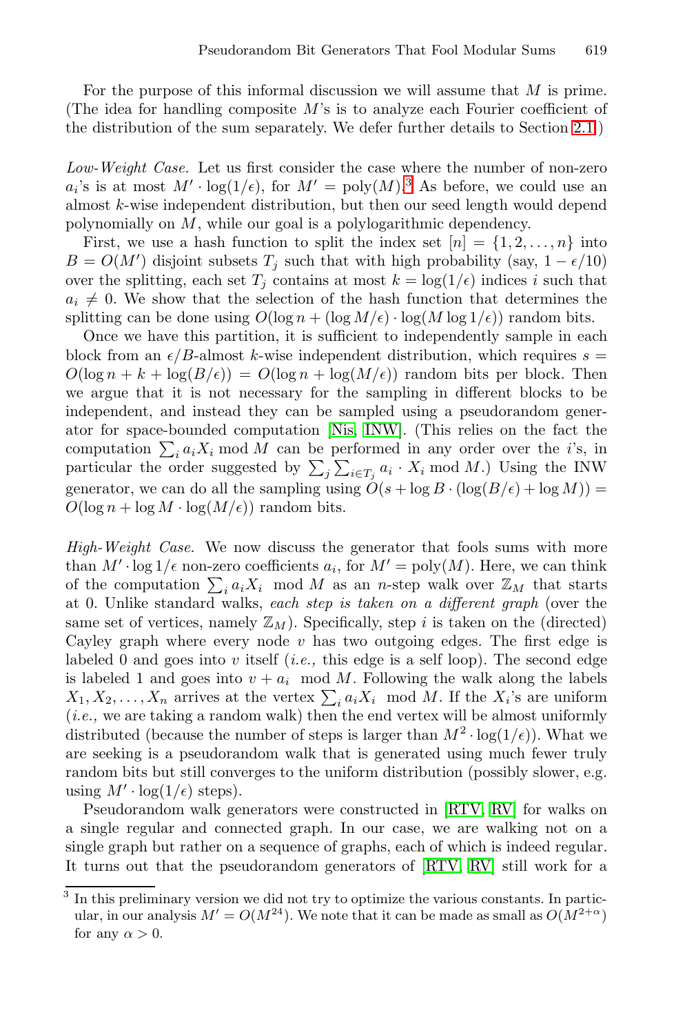For the purpose of this informal discussion we will assume that $M$ is prime. (The idea for handling composite $M$'s is to analyze each Fourier coefficient of the distribution of the sum separately. We defer further details to Section 2.1.)

*Low-Weight Case.* Let us first consider the case where the number of non-zero $a_i$'s is at most $M' \cdot \log(1/\epsilon)$, for $M' = \mathrm{poly}(M)$.[3] As before, we could use an almost $k$-wise independent distribution, but then our seed length would depend polynomially on $M$, while our goal is a polylogarithmic dependency.

First, we use a hash function to split the index set $[n] = \{1, 2, \ldots, n\}$ into $B = O(M')$ disjoint subsets $T_j$ such that with high probability (say, $1 - \epsilon/10$) over the splitting, each set $T_j$ contains at most $k = \log(1/\epsilon)$ indices $i$ such that $a_i \neq 0$. We show that the selection of the hash function that determines the splitting can be done using $O(\log n + (\log M/\epsilon) \cdot \log(M \log 1/\epsilon))$ random bits.

Once we have this partition, it is sufficient to independently sample in each block from an $\epsilon/B$-almost $k$-wise independent distribution, which requires $s = O(\log n + k + \log(B/\epsilon)) = O(\log n + \log(M/\epsilon))$ random bits per block. Then we argue that it is not necessary for the sampling in different blocks to be independent, and instead they can be sampled using a pseudorandom generator for space-bounded computation [Nis, INW]. (This relies on the fact the computation $\sum_i a_i X_i \bmod M$ can be performed in any order over the $i$'s, in particular the order suggested by $\sum_j \sum_{i \in T_j} a_i \cdot X_i \bmod M$.) Using the INW generator, we can do all the sampling using $O(s + \log B \cdot (\log(B/\epsilon) + \log M)) = O(\log n + \log M \cdot \log(M/\epsilon))$ random bits.

*High-Weight Case.* We now discuss the generator that fools sums with more than $M' \cdot \log 1/\epsilon$ non-zero coefficients $a_i$, for $M' = \mathrm{poly}(M)$. Here, we can think of the computation $\sum_i a_i X_i \mod M$ as an $n$-step walk over $\mathbb{Z}_M$ that starts at 0. Unlike standard walks, *each step is taken on a different graph* (over the same set of vertices, namely $\mathbb{Z}_M$). Specifically, step $i$ is taken on the (directed) Cayley graph where every node $v$ has two outgoing edges. The first edge is labeled 0 and goes into $v$ itself (*i.e.,* this edge is a self loop). The second edge is labeled 1 and goes into $v + a_i \mod M$. Following the walk along the labels $X_1, X_2, \ldots, X_n$ arrives at the vertex $\sum_i a_i X_i \mod M$. If the $X_i$'s are uniform (*i.e.,* we are taking a random walk) then the end vertex will be almost uniformly distributed (because the number of steps is larger than $M^2 \cdot \log(1/\epsilon)$). What we are seeking is a pseudorandom walk that is generated using much fewer truly random bits but still converges to the uniform distribution (possibly slower, e.g. using $M' \cdot \log(1/\epsilon)$ steps).

Pseudorandom walk generators were constructed in [RTV, RV] for walks on a single regular and connected graph. In our case, we are walking not on a single graph but rather on a sequence of graphs, each of which is indeed regular. It turns out that the pseudorandom generators of [RTV, RV] still work for a

[3] In this preliminary version we did not try to optimize the various constants. In particular, in our analysis $M' = O(M^{24})$. We note that it can be made as small as $O(M^{2+\alpha})$ for any $\alpha > 0$.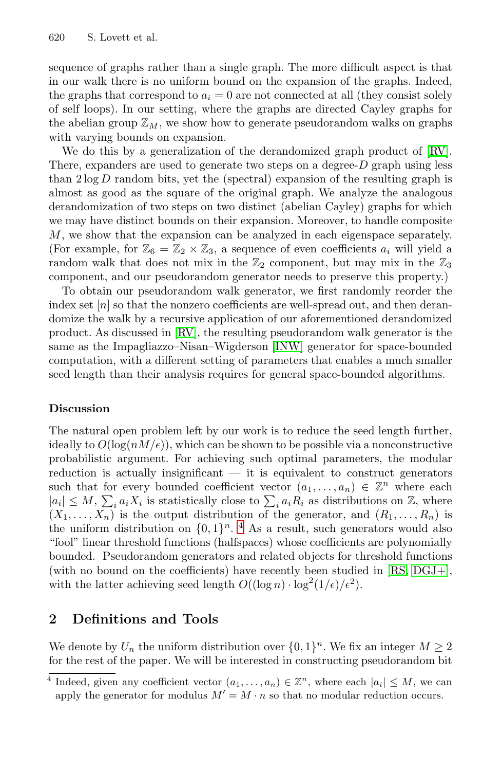sequence of graphs rather than a single graph. The more difficult aspect is that in our walk there is no uniform bound on the expansion of the graphs. Indeed, the graphs that correspond to $a_i = 0$ are not connected at all (they consist solely of self loops). In our setting, where the graphs are directed Cayley graphs for the abelian group $\mathbb{Z}_M$, we show how to generate pseudorandom walks on graphs with varying bounds on expansion.

We do this by a generalization of the derandomized graph product of [RV]. There, expanders are used to generate two steps on a degree-$D$ graph using less than $2 \log D$ random bits, yet the (spectral) expansion of the resulting graph is almost as good as the square of the original graph. We analyze the analogous derandomization of two steps on two distinct (abelian Cayley) graphs for which we may have distinct bounds on their expansion. Moreover, to handle composite $M$, we show that the expansion can be analyzed in each eigenspace separately. (For example, for $\mathbb{Z}_6 = \mathbb{Z}_2 \times \mathbb{Z}_3$, a sequence of even coefficients $a_i$ will yield a random walk that does not mix in the $\mathbb{Z}_2$ component, but may mix in the $\mathbb{Z}_3$ component, and our pseudorandom generator needs to preserve this property.)

To obtain our pseudorandom walk generator, we first randomly reorder the index set $[n]$ so that the nonzero coefficients are well-spread out, and then derandomize the walk by a recursive application of our aforementioned derandomized product. As discussed in [RV], the resulting pseudorandom walk generator is the same as the Impagliazzo–Nisan–Wigderson [INW] generator for space-bounded computation, with a different setting of parameters that enables a much smaller seed length than their analysis requires for general space-bounded algorithms.

**Discussion**

The natural open problem left by our work is to reduce the seed length further, ideally to $O(\log(nM/\epsilon))$, which can be shown to be possible via a nonconstructive probabilistic argument. For achieving such optimal parameters, the modular reduction is actually insignificant — it is equivalent to construct generators such that for every bounded coefficient vector $(a_1, \ldots, a_n) \in \mathbb{Z}^n$ where each $|a_i| \leq M$, $\sum_i a_i X_i$ is statistically close to $\sum_i a_i R_i$ as distributions on $\mathbb{Z}$, where $(X_1, \ldots, X_n)$ is the output distribution of the generator, and $(R_1, \ldots, R_n)$ is the uniform distribution on $\{0,1\}^n$. [4] As a result, such generators would also "fool" linear threshold functions (halfspaces) whose coefficients are polynomially bounded. Pseudorandom generators and related objects for threshold functions (with no bound on the coefficients) have recently been studied in [RS, DGJ+], with the latter achieving seed length $O((\log n) \cdot \log^2(1/\epsilon)/\epsilon^2)$.

## 2 Definitions and Tools

We denote by $U_n$ the uniform distribution over $\{0,1\}^n$. We fix an integer $M \geq 2$ for the rest of the paper. We will be interested in constructing pseudorandom bit

[4] Indeed, given any coefficient vector $(a_1, \ldots, a_n) \in \mathbb{Z}^n$, where each $|a_i| \leq M$, we can apply the generator for modulus $M' = M \cdot n$ so that no modular reduction occurs.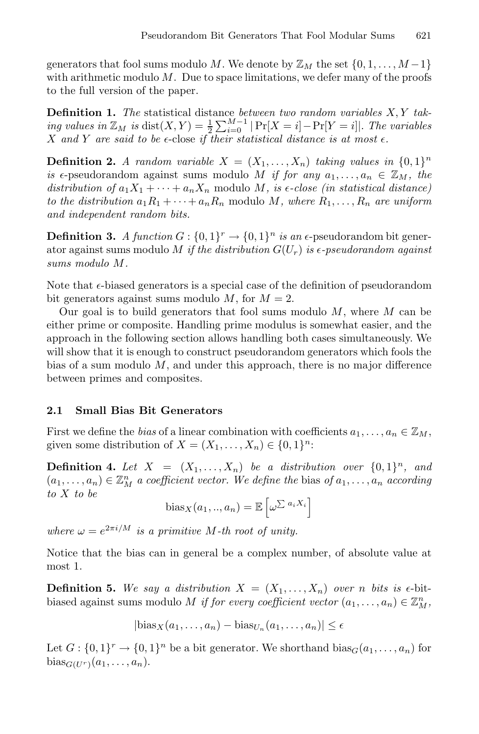generators that fool sums modulo $M$. We denote by $\mathbb{Z}_M$ the set $\{0, 1, \ldots, M-1\}$ with arithmetic modulo $M$. Due to space limitations, we defer many of the proofs to the full version of the paper.

**Definition 1.** *The* statistical distance *between two random variables $X, Y$ taking values in $\mathbb{Z}_M$ is* $\mathrm{dist}(X,Y) = \frac{1}{2}\sum_{i=0}^{M-1} |\Pr[X=i] - \Pr[Y=i]|$. *The variables $X$ and $Y$ are said to be* $\epsilon$-close *if their statistical distance is at most $\epsilon$.*

**Definition 2.** *A random variable $X = (X_1, \ldots, X_n)$ taking values in $\{0,1\}^n$ is* $\epsilon$-pseudorandom against sums modulo $M$ *if for any $a_1, \ldots, a_n \in \mathbb{Z}_M$, the distribution of $a_1X_1 + \cdots + a_nX_n$* modulo $M$*, is $\epsilon$-close (in statistical distance) to the distribution $a_1R_1 + \cdots + a_nR_n$* modulo $M$*, where $R_1, \ldots, R_n$ are uniform and independent random bits.*

**Definition 3.** *A function $G : \{0,1\}^r \to \{0,1\}^n$ is an* $\epsilon$-pseudorandom bit generator against sums modulo $M$ *if the distribution $G(U_r)$ is $\epsilon$-pseudorandom against sums modulo $M$.*

Note that $\epsilon$-biased generators is a special case of the definition of pseudorandom bit generators against sums modulo $M$, for $M = 2$.

Our goal is to build generators that fool sums modulo $M$, where $M$ can be either prime or composite. Handling prime modulus is somewhat easier, and the approach in the following section allows handling both cases simultaneously. We will show that it is enough to construct pseudorandom generators which fools the bias of a sum modulo $M$, and under this approach, there is no major difference between primes and composites.

### 2.1 Small Bias Bit Generators

First we define the *bias* of a linear combination with coefficients $a_1, \ldots, a_n \in \mathbb{Z}_M$, given some distribution of $X = (X_1, \ldots, X_n) \in \{0,1\}^n$:

**Definition 4.** *Let $X = (X_1, \ldots, X_n)$ be a distribution over $\{0,1\}^n$, and $(a_1, \ldots, a_n) \in \mathbb{Z}_M^n$ a coefficient vector. We define the* bias *of $a_1, \ldots, a_n$ according to $X$ to be*

$$\mathrm{bias}_X(a_1, .., a_n) = \mathbb{E}\left[\omega^{\sum a_i X_i}\right]$$

*where $\omega = e^{2\pi i/M}$ is a primitive $M$-th root of unity.*

Notice that the bias can in general be a complex number, of absolute value at most 1.

**Definition 5.** *We say a distribution $X = (X_1, \ldots, X_n)$ over $n$ bits is* $\epsilon$-bit-biased against sums modulo $M$ *if for every coefficient vector $(a_1, \ldots, a_n) \in \mathbb{Z}_M^n$,*

$$|\mathrm{bias}_X(a_1, \ldots, a_n) - \mathrm{bias}_{U_n}(a_1, \ldots, a_n)| \leq \epsilon$$

Let $G : \{0,1\}^r \to \{0,1\}^n$ be a bit generator. We shorthand $\mathrm{bias}_G(a_1, \ldots, a_n)$ for $\mathrm{bias}_{G(U^r)}(a_1, \ldots, a_n)$.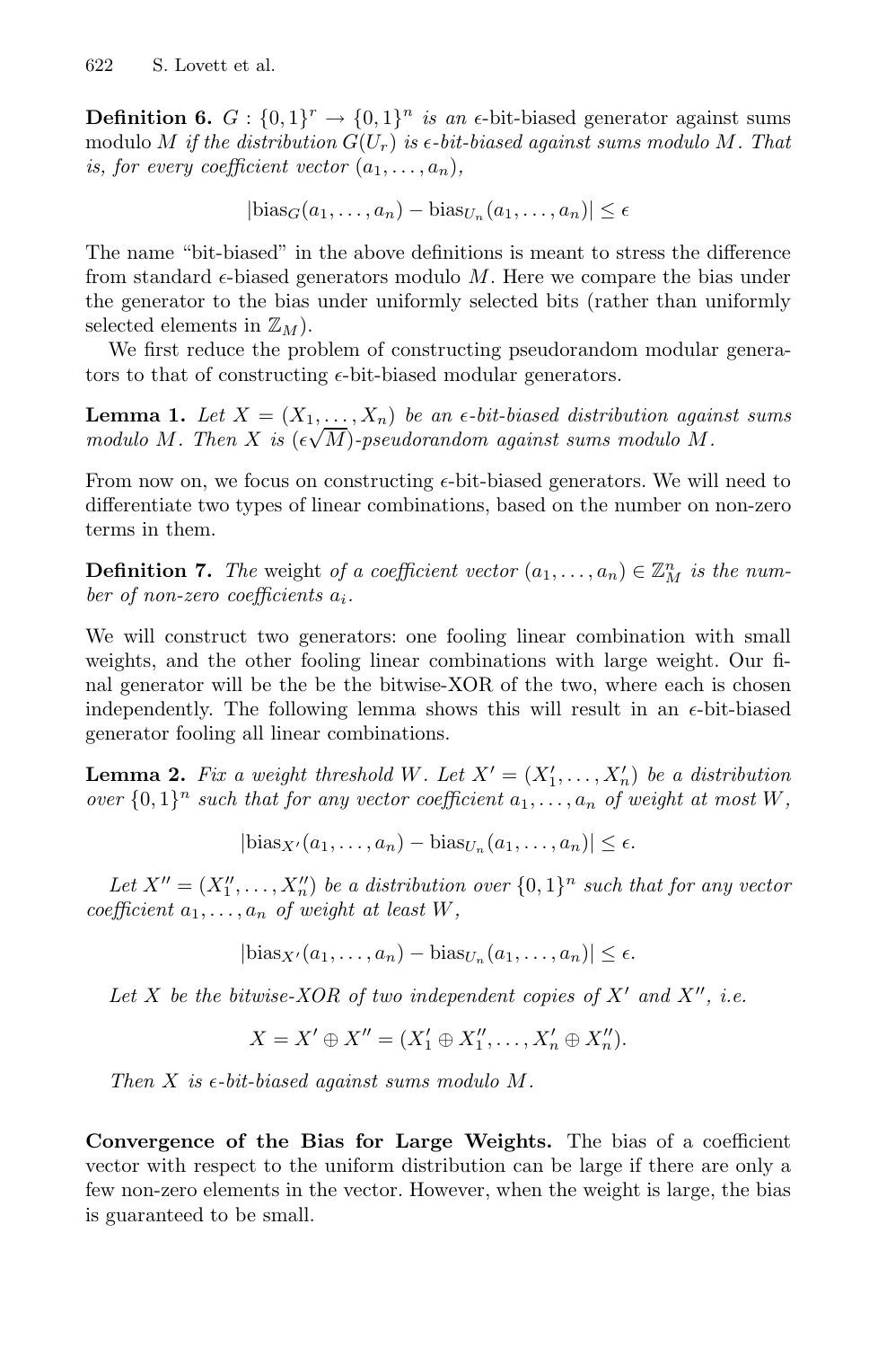**Definition 6.** *$G : \{0,1\}^r \to \{0,1\}^n$ is an $\epsilon$-*bit-biased generator against sums modulo $M$ *if the distribution $G(U_r)$ is $\epsilon$-bit-biased against sums modulo $M$. That is, for every coefficient vector $(a_1, \ldots, a_n)$,*

$$|\text{bias}_G(a_1, \ldots, a_n) - \text{bias}_{U_n}(a_1, \ldots, a_n)| \leq \epsilon$$

The name "bit-biased" in the above definitions is meant to stress the difference from standard $\epsilon$-biased generators modulo $M$. Here we compare the bias under the generator to the bias under uniformly selected bits (rather than uniformly selected elements in $\mathbb{Z}_M$).

We first reduce the problem of constructing pseudorandom modular generators to that of constructing $\epsilon$-bit-biased modular generators.

**Lemma 1.** *Let $X = (X_1, \ldots, X_n)$ be an $\epsilon$-bit-biased distribution against sums modulo $M$. Then $X$ is $(\epsilon\sqrt{M})$-pseudorandom against sums modulo $M$.*

From now on, we focus on constructing $\epsilon$-bit-biased generators. We will need to differentiate two types of linear combinations, based on the number on non-zero terms in them.

**Definition 7.** *The* weight *of a coefficient vector $(a_1, \ldots, a_n) \in \mathbb{Z}_M^n$ is the number of non-zero coefficients $a_i$.*

We will construct two generators: one fooling linear combination with small weights, and the other fooling linear combinations with large weight. Our final generator will be the be the bitwise-XOR of the two, where each is chosen independently. The following lemma shows this will result in an $\epsilon$-bit-biased generator fooling all linear combinations.

**Lemma 2.** *Fix a weight threshold $W$. Let $X' = (X'_1, \ldots, X'_n)$ be a distribution over $\{0,1\}^n$ such that for any vector coefficient $a_1, \ldots, a_n$ of weight at most $W$,*

$$|\text{bias}_{X'}(a_1, \ldots, a_n) - \text{bias}_{U_n}(a_1, \ldots, a_n)| \leq \epsilon.$$

*Let $X'' = (X''_1, \ldots, X''_n)$ be a distribution over $\{0,1\}^n$ such that for any vector coefficient $a_1, \ldots, a_n$ of weight at least $W$,*

$$|\text{bias}_{X'}(a_1, \ldots, a_n) - \text{bias}_{U_n}(a_1, \ldots, a_n)| \leq \epsilon.$$

*Let $X$ be the bitwise-XOR of two independent copies of $X'$ and $X''$, i.e.*

$$X = X' \oplus X'' = (X'_1 \oplus X''_1, \ldots, X'_n \oplus X''_n).$$

*Then $X$ is $\epsilon$-bit-biased against sums modulo $M$.*

**Convergence of the Bias for Large Weights.** The bias of a coefficient vector with respect to the uniform distribution can be large if there are only a few non-zero elements in the vector. However, when the weight is large, the bias is guaranteed to be small.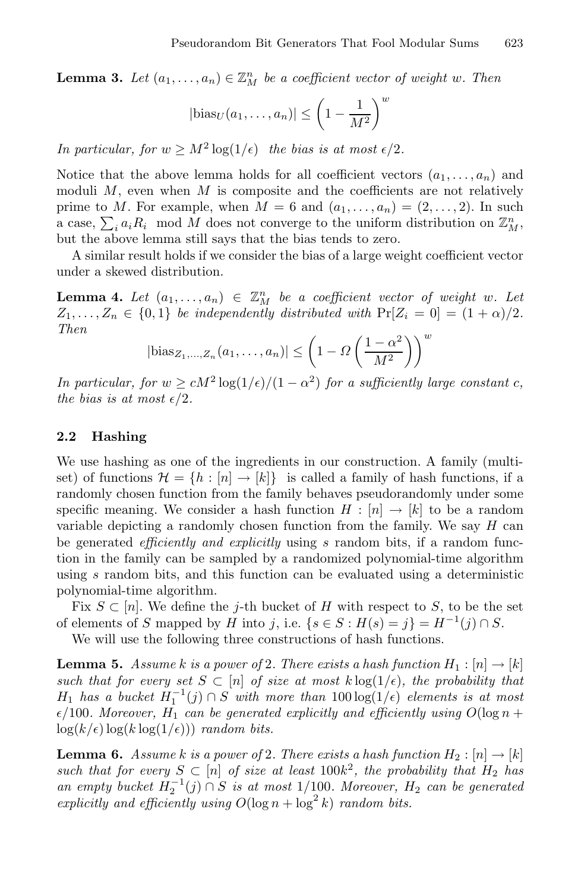**Lemma 3.** *Let $(a_1, \ldots, a_n) \in \mathbb{Z}_M^n$ be a coefficient vector of weight $w$. Then*

$$|\text{bias}_U(a_1, \ldots, a_n)| \leq \left(1 - \frac{1}{M^2}\right)^w$$

*In particular, for $w \geq M^2 \log(1/\epsilon)$ the bias is at most $\epsilon/2$.*

Notice that the above lemma holds for all coefficient vectors $(a_1, \ldots, a_n)$ and moduli $M$, even when $M$ is composite and the coefficients are not relatively prime to $M$. For example, when $M = 6$ and $(a_1, \ldots, a_n) = (2, \ldots, 2)$. In such a case, $\sum_i a_i R_i \mod M$ does not converge to the uniform distribution on $\mathbb{Z}_M^n$, but the above lemma still says that the bias tends to zero.

A similar result holds if we consider the bias of a large weight coefficient vector under a skewed distribution.

**Lemma 4.** *Let $(a_1, \ldots, a_n) \in \mathbb{Z}_M^n$ be a coefficient vector of weight $w$. Let $Z_1, \ldots, Z_n \in \{0, 1\}$ be independently distributed with $\Pr[Z_i = 0] = (1 + \alpha)/2$. Then*

$$|\text{bias}_{Z_1,\ldots,Z_n}(a_1, \ldots, a_n)| \leq \left(1 - \Omega\left(\frac{1 - \alpha^2}{M^2}\right)\right)^w$$

*In particular, for $w \geq cM^2 \log(1/\epsilon)/(1 - \alpha^2)$ for a sufficiently large constant $c$, the bias is at most $\epsilon/2$.*

### 2.2 Hashing

We use hashing as one of the ingredients in our construction. A family (multiset) of functions $\mathcal{H} = \{h : [n] \to [k]\}$ is called a family of hash functions, if a randomly chosen function from the family behaves pseudorandomly under some specific meaning. We consider a hash function $H : [n] \to [k]$ to be a random variable depicting a randomly chosen function from the family. We say $H$ can be generated *efficiently and explicitly* using $s$ random bits, if a random function in the family can be sampled by a randomized polynomial-time algorithm using $s$ random bits, and this function can be evaluated using a deterministic polynomial-time algorithm.

Fix $S \subset [n]$. We define the $j$-th bucket of $H$ with respect to $S$, to be the set of elements of $S$ mapped by $H$ into $j$, i.e. $\{s \in S : H(s) = j\} = H^{-1}(j) \cap S$.

We will use the following three constructions of hash functions.

**Lemma 5.** *Assume $k$ is a power of 2. There exists a hash function $H_1 : [n] \to [k]$ such that for every set $S \subset [n]$ of size at most $k \log(1/\epsilon)$, the probability that $H_1$ has a bucket $H_1^{-1}(j) \cap S$ with more than $100 \log(1/\epsilon)$ elements is at most $\epsilon/100$. Moreover, $H_1$ can be generated explicitly and efficiently using $O(\log n + \log(k/\epsilon) \log(k \log(1/\epsilon)))$ random bits.*

**Lemma 6.** *Assume $k$ is a power of 2. There exists a hash function $H_2 : [n] \to [k]$ such that for every $S \subset [n]$ of size at least $100k^2$, the probability that $H_2$ has an empty bucket $H_2^{-1}(j) \cap S$ is at most $1/100$. Moreover, $H_2$ can be generated explicitly and efficiently using $O(\log n + \log^2 k)$ random bits.*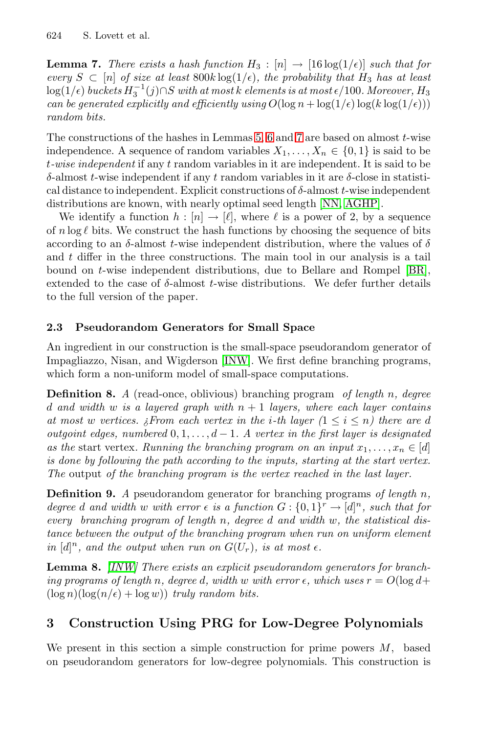**Lemma 7.** *There exists a hash function $H_3 : [n] \to [16 \log(1/\epsilon)]$ such that for every $S \subset [n]$ of size at least $800k \log(1/\epsilon)$, the probability that $H_3$ has at least $\log(1/\epsilon)$ buckets $H_3^{-1}(j) \cap S$ with at most $k$ elements is at most $\epsilon/100$. Moreover, $H_3$ can be generated explicitly and efficiently using $O(\log n + \log(1/\epsilon)\log(k \log(1/\epsilon)))$ random bits.*

The constructions of the hashes in Lemmas 5, 6 and 7 are based on almost $t$-wise independence. A sequence of random variables $X_1, \ldots, X_n \in \{0, 1\}$ is said to be *$t$-wise independent* if any $t$ random variables in it are independent. It is said to be $\delta$-almost $t$-wise independent if any $t$ random variables in it are $\delta$-close in statistical distance to independent. Explicit constructions of $\delta$-almost $t$-wise independent distributions are known, with nearly optimal seed length [NN, AGHP].

We identify a function $h : [n] \to [\ell]$, where $\ell$ is a power of 2, by a sequence of $n \log \ell$ bits. We construct the hash functions by choosing the sequence of bits according to an $\delta$-almost $t$-wise independent distribution, where the values of $\delta$ and $t$ differ in the three constructions. The main tool in our analysis is a tail bound on $t$-wise independent distributions, due to Bellare and Rompel [BR], extended to the case of $\delta$-almost $t$-wise distributions. We defer further details to the full version of the paper.

### 2.3 Pseudorandom Generators for Small Space

An ingredient in our construction is the small-space pseudorandom generator of Impagliazzo, Nisan, and Wigderson [INW]. We first define branching programs, which form a non-uniform model of small-space computations.

**Definition 8.** *A* (read-once, oblivious) branching program *of length $n$, degree $d$ and width $w$ is a layered graph with $n + 1$ layers, where each layer contains at most $w$ vertices. ¿From each vertex in the $i$-th layer ($1 \le i \le n$) there are $d$ outgoint edges, numbered $0, 1, \ldots, d-1$. A vertex in the first layer is designated as the* start vertex. *Running the branching program on an input $x_1, \ldots, x_n \in [d]$ is done by following the path according to the inputs, starting at the start vertex. The* output *of the branching program is the vertex reached in the last layer.*

**Definition 9.** *A* pseudorandom generator for branching programs *of length $n$, degree $d$ and width $w$ with error $\epsilon$ is a function $G : \{0, 1\}^r \to [d]^n$, such that for every branching program of length $n$, degree $d$ and width $w$, the statistical distance between the output of the branching program when run on uniform element in $[d]^n$, and the output when run on $G(U_r)$, is at most $\epsilon$.*

**Lemma 8.** *[INW] There exists an explicit pseudorandom generators for branching programs of length $n$, degree $d$, width $w$ with error $\epsilon$, which uses $r = O(\log d + (\log n)(\log(n/\epsilon) + \log w))$ truly random bits.*

## 3 Construction Using PRG for Low-Degree Polynomials

We present in this section a simple construction for prime powers $M$, based on pseudorandom generators for low-degree polynomials. This construction is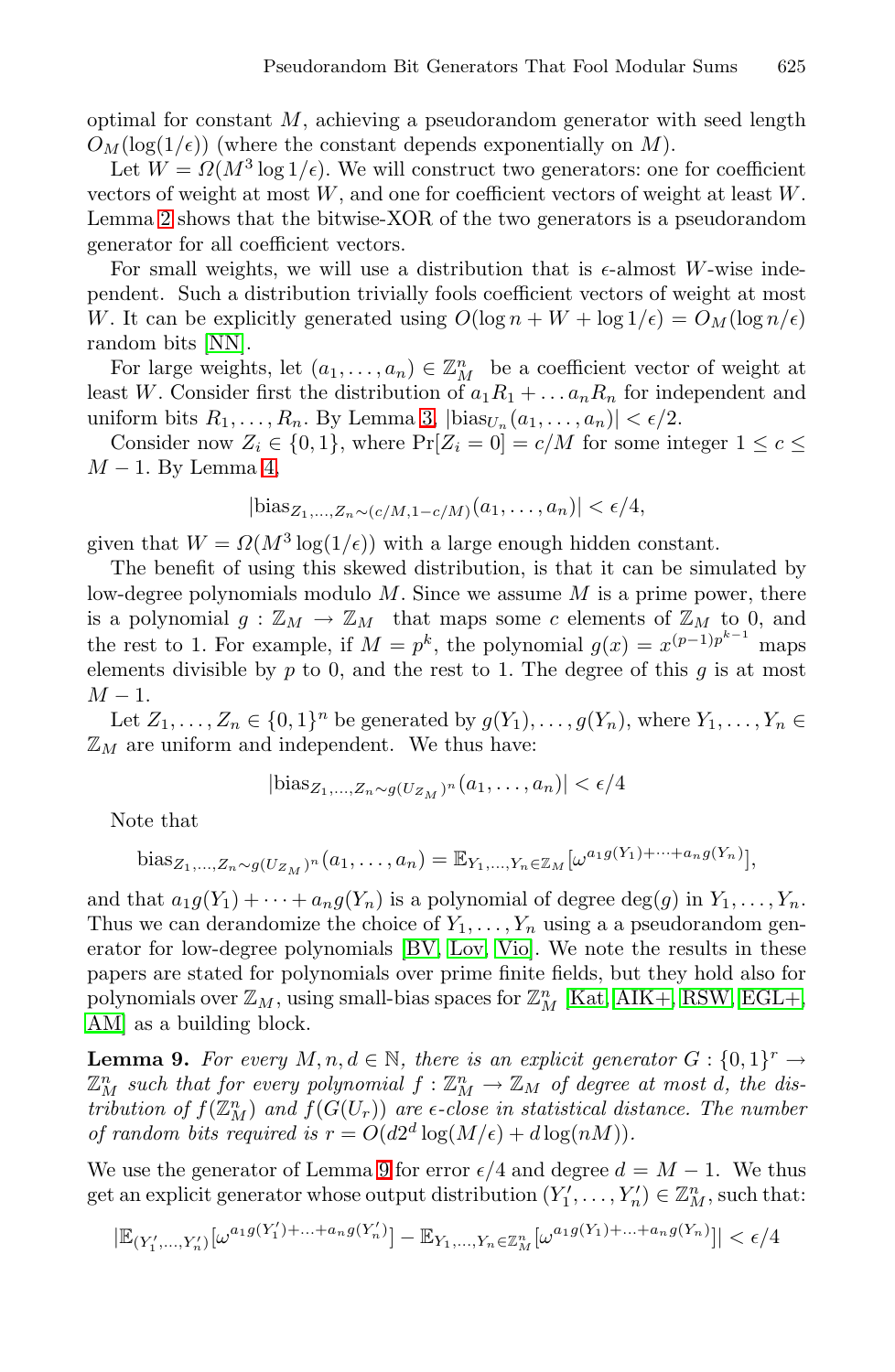optimal for constant $M$, achieving a pseudorandom generator with seed length $O_M(\log(1/\epsilon))$ (where the constant depends exponentially on $M$).

Let $W = \Omega(M^3 \log 1/\epsilon)$. We will construct two generators: one for coefficient vectors of weight at most $W$, and one for coefficient vectors of weight at least $W$. Lemma 2 shows that the bitwise-XOR of the two generators is a pseudorandom generator for all coefficient vectors.

For small weights, we will use a distribution that is $\epsilon$-almost $W$-wise independent. Such a distribution trivially fools coefficient vectors of weight at most $W$. It can be explicitly generated using $O(\log n + W + \log 1/\epsilon) = O_M(\log n/\epsilon)$ random bits [NN].

For large weights, let $(a_1, \ldots, a_n) \in \mathbb{Z}_M^n$ be a coefficient vector of weight at least $W$. Consider first the distribution of $a_1 R_1 + \ldots a_n R_n$ for independent and uniform bits $R_1, \ldots, R_n$. By Lemma 3, $|\text{bias}_{U_n}(a_1, \ldots, a_n)| < \epsilon/2$.

Consider now $Z_i \in \{0, 1\}$, where $\Pr[Z_i = 0] = c/M$ for some integer $1 \leq c \leq M - 1$. By Lemma 4,

$$|\text{bias}_{Z_1,\ldots,Z_n \sim (c/M, 1-c/M)}(a_1, \ldots, a_n)| < \epsilon/4,$$

given that $W = \Omega(M^3 \log(1/\epsilon))$ with a large enough hidden constant.

The benefit of using this skewed distribution, is that it can be simulated by low-degree polynomials modulo $M$. Since we assume $M$ is a prime power, there is a polynomial $g : \mathbb{Z}_M \to \mathbb{Z}_M$ that maps some $c$ elements of $\mathbb{Z}_M$ to 0, and the rest to 1. For example, if $M = p^k$, the polynomial $g(x) = x^{(p-1)p^{k-1}}$ maps elements divisible by $p$ to 0, and the rest to 1. The degree of this $g$ is at most $M - 1$.

Let $Z_1, \ldots, Z_n \in \{0, 1\}^n$ be generated by $g(Y_1), \ldots, g(Y_n)$, where $Y_1, \ldots, Y_n \in \mathbb{Z}_M$ are uniform and independent. We thus have:

$$|\text{bias}_{Z_1,\ldots,Z_n \sim g(U_{\mathbb{Z}_M})^n}(a_1, \ldots, a_n)| < \epsilon/4$$

Note that

$$\text{bias}_{Z_1,\ldots,Z_n \sim g(U_{\mathbb{Z}_M})^n}(a_1, \ldots, a_n) = \mathbb{E}_{Y_1,\ldots,Y_n \in \mathbb{Z}_M}[\omega^{a_1 g(Y_1) + \cdots + a_n g(Y_n)}],$$

and that $a_1 g(Y_1) + \cdots + a_n g(Y_n)$ is a polynomial of degree $\deg(g)$ in $Y_1, \ldots, Y_n$. Thus we can derandomize the choice of $Y_1, \ldots, Y_n$ using a a pseudorandom generator for low-degree polynomials [BV, Lov, Vio]. We note the results in these papers are stated for polynomials over prime finite fields, but they hold also for polynomials over $\mathbb{Z}_M$, using small-bias spaces for $\mathbb{Z}_M^n$ [Kat, AIK+, RSW, EGL+, AM] as a building block.

**Lemma 9.** *For every $M, n, d \in \mathbb{N}$, there is an explicit generator $G : \{0,1\}^r \to \mathbb{Z}_M^n$ such that for every polynomial $f : \mathbb{Z}_M^n \to \mathbb{Z}_M$ of degree at most $d$, the distribution of $f(\mathbb{Z}_M^n)$ and $f(G(U_r))$ are $\epsilon$-close in statistical distance. The number of random bits required is $r = O(d 2^d \log(M/\epsilon) + d \log(nM))$.*

We use the generator of Lemma 9 for error $\epsilon/4$ and degree $d = M - 1$. We thus get an explicit generator whose output distribution $(Y'_1, \ldots, Y'_n) \in \mathbb{Z}_M^n$, such that:

$$|\mathbb{E}_{(Y'_1,\ldots,Y'_n)}[\omega^{a_1 g(Y'_1) + \ldots + a_n g(Y'_n)}] - \mathbb{E}_{Y_1,\ldots,Y_n \in \mathbb{Z}_M^n}[\omega^{a_1 g(Y_1) + \ldots + a_n g(Y_n)}]| < \epsilon/4$$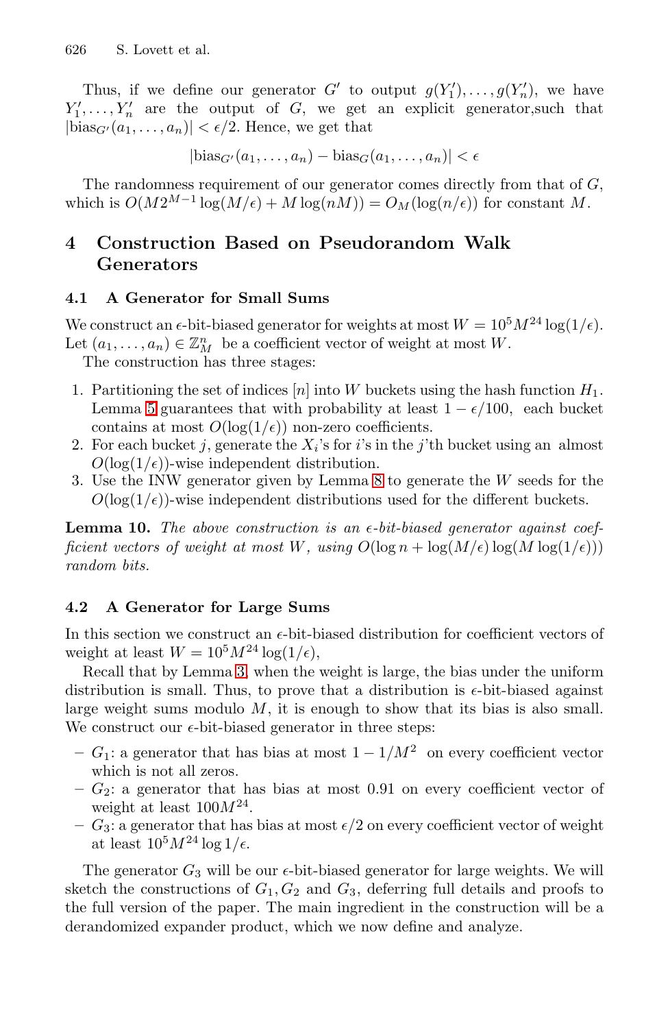Thus, if we define our generator $G'$ to output $g(Y'_1), \dots, g(Y'_n)$, we have $Y'_1, \dots, Y'_n$ are the output of $G$, we get an explicit generator,such that $|\text{bias}_{G'}(a_1, \dots, a_n)| < \epsilon/2$. Hence, we get that

$$|\text{bias}_{G'}(a_1, \dots, a_n) - \text{bias}_G(a_1, \dots, a_n)| < \epsilon$$

The randomness requirement of our generator comes directly from that of $G$, which is $O(M 2^{M-1} \log(M/\epsilon) + M \log(nM)) = O_M(\log(n/\epsilon))$ for constant $M$.

## 4 Construction Based on Pseudorandom Walk Generators

### 4.1 A Generator for Small Sums

We construct an $\epsilon$-bit-biased generator for weights at most $W = 10^5 M^{24} \log(1/\epsilon)$. Let $(a_1, \dots, a_n) \in \mathbb{Z}_M^n$ be a coefficient vector of weight at most $W$.

The construction has three stages:

1. Partitioning the set of indices $[n]$ into $W$ buckets using the hash function $H_1$. Lemma 5 guarantees that with probability at least $1 - \epsilon/100$, each bucket contains at most $O(\log(1/\epsilon))$ non-zero coefficients.
2. For each bucket $j$, generate the $X_i$'s for $i$'s in the $j$'th bucket using an almost $O(\log(1/\epsilon))$-wise independent distribution.
3. Use the INW generator given by Lemma 8 to generate the $W$ seeds for the $O(\log(1/\epsilon))$-wise independent distributions used for the different buckets.

**Lemma 10.** *The above construction is an $\epsilon$-bit-biased generator against coefficient vectors of weight at most $W$, using $O(\log n + \log(M/\epsilon) \log(M \log(1/\epsilon)))$ random bits.*

### 4.2 A Generator for Large Sums

In this section we construct an $\epsilon$-bit-biased distribution for coefficient vectors of weight at least $W = 10^5 M^{24} \log(1/\epsilon)$,

Recall that by Lemma 3, when the weight is large, the bias under the uniform distribution is small. Thus, to prove that a distribution is $\epsilon$-bit-biased against large weight sums modulo $M$, it is enough to show that its bias is also small. We construct our $\epsilon$-bit-biased generator in three steps:

- $G_1$: a generator that has bias at most $1 - 1/M^2$ on every coefficient vector which is not all zeros.
- $G_2$: a generator that has bias at most $0.91$ on every coefficient vector of weight at least $100 M^{24}$.
- $G_3$: a generator that has bias at most $\epsilon/2$ on every coefficient vector of weight at least $10^5 M^{24} \log 1/\epsilon$.

The generator $G_3$ will be our $\epsilon$-bit-biased generator for large weights. We will sketch the constructions of $G_1, G_2$ and $G_3$, deferring full details and proofs to the full version of the paper. The main ingredient in the construction will be a derandomized expander product, which we now define and analyze.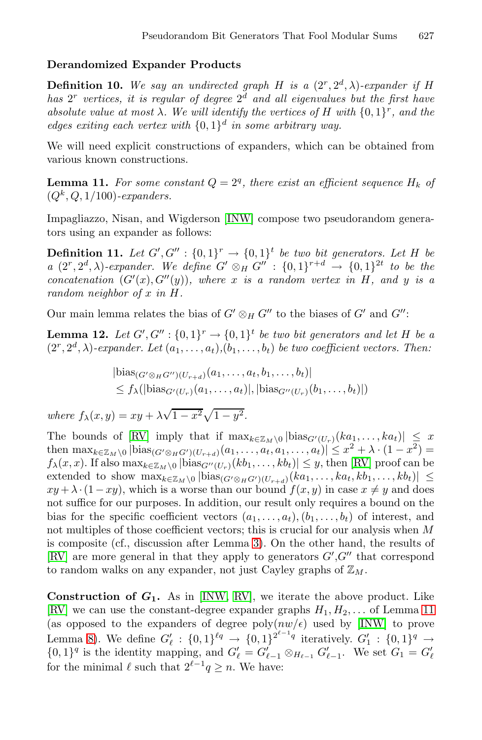### Derandomized Expander Products

**Definition 10.** *We say an undirected graph $H$ is a $(2^r, 2^d, \lambda)$-expander if $H$ has $2^r$ vertices, it is regular of degree $2^d$ and all eigenvalues but the first have absolute value at most $\lambda$. We will identify the vertices of $H$ with $\{0,1\}^r$, and the edges exiting each vertex with $\{0,1\}^d$ in some arbitrary way.*

We will need explicit constructions of expanders, which can be obtained from various known constructions.

**Lemma 11.** *For some constant $Q = 2^q$, there exist an efficient sequence $H_k$ of $(Q^k, Q, 1/100)$-expanders.*

Impagliazzo, Nisan, and Wigderson [INW] compose two pseudorandom generators using an expander as follows:

**Definition 11.** *Let $G', G'' : \{0,1\}^r \to \{0,1\}^t$ be two bit generators. Let $H$ be a $(2^r, 2^d, \lambda)$-expander. We define $G' \otimes_H G'' : \{0,1\}^{r+d} \to \{0,1\}^{2t}$ to be the concatenation $(G'(x), G''(y))$, where $x$ is a random vertex in $H$, and $y$ is a random neighbor of $x$ in $H$.*

Our main lemma relates the bias of $G' \otimes_H G''$ to the biases of $G'$ and $G''$:

**Lemma 12.** *Let $G', G'' : \{0,1\}^r \to \{0,1\}^t$ be two bit generators and let $H$ be a $(2^r, 2^d, \lambda)$-expander. Let $(a_1, \ldots, a_t)$,$(b_1, \ldots, b_t)$ be two coefficient vectors. Then:*

$$
\begin{aligned}
&|\text{bias}_{(G' \otimes_H G'')(U_{r+d})}(a_1, \ldots, a_t, b_1, \ldots, b_t)| \\
&\leq f_\lambda(|\text{bias}_{G'(U_r)}(a_1, \ldots, a_t)|, |\text{bias}_{G''(U_r)}(b_1, \ldots, b_t)|)
\end{aligned}
$$

*where $f_\lambda(x, y) = xy + \lambda\sqrt{1 - x^2}\sqrt{1 - y^2}$.*

The bounds of [RV] imply that if $\max_{k \in \mathbb{Z}_M \setminus 0} |\text{bias}_{G'(U_r)}(ka_1, \ldots, ka_t)| \leq x$ then $\max_{k \in \mathbb{Z}_M \setminus 0} |\text{bias}_{(G' \otimes_H G')(U_{r+d})}(a_1, \ldots, a_t, a_1, \ldots, a_t)| \leq x^2 + \lambda \cdot (1 - x^2) = f_\lambda(x, x)$. If also $\max_{k \in \mathbb{Z}_M \setminus 0} |\text{bias}_{G''(U_r)}(kb_1, \ldots, kb_t)| \leq y$, then [RV] proof can be extended to show $\max_{k \in \mathbb{Z}_M \setminus 0} |\text{bias}_{(G' \otimes_H G')(U_{r+d})}(ka_1, \ldots, ka_t, kb_1, \ldots, kb_t)| \leq xy + \lambda \cdot (1 - xy)$, which is a worse than our bound $f(x, y)$ in case $x \neq y$ and does not suffice for our purposes. In addition, our result only requires a bound on the bias for the specific coefficient vectors $(a_1, \ldots, a_t), (b_1, \ldots, b_t)$ of interest, and not multiples of those coefficient vectors; this is crucial for our analysis when $M$ is composite (cf., discussion after Lemma 3). On the other hand, the results of [RV] are more general in that they apply to generators $G'$,$G''$ that correspond to random walks on any expander, not just Cayley graphs of $\mathbb{Z}_M$.

**Construction of $G_1$.** As in [INW, RV], we iterate the above product. Like [RV] we can use the constant-degree expander graphs $H_1, H_2, \ldots$ of Lemma 11 (as opposed to the expanders of degree poly$(nw/\epsilon)$ used by [INW] to prove Lemma 8). We define $G'_\ell : \{0,1\}^{\ell q} \to \{0,1\}^{2^{\ell-1}q}$ iteratively. $G'_1 : \{0,1\}^q \to \{0,1\}^q$ is the identity mapping, and $G'_\ell = G'_{\ell-1} \otimes_{H_{\ell-1}} G'_{\ell-1}$. We set $G_1 = G'_\ell$ for the minimal $\ell$ such that $2^{\ell-1}q \geq n$. We have: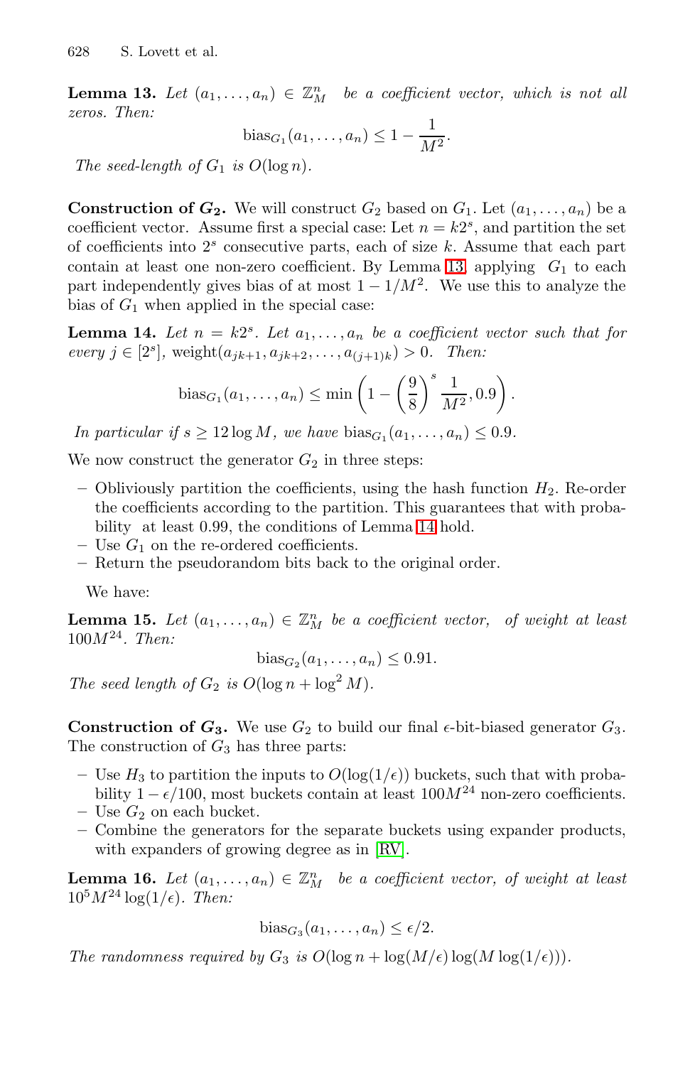**Lemma 13.** *Let $(a_1, \ldots, a_n) \in \mathbb{Z}_M^n$ be a coefficient vector, which is not all zeros. Then:*

$$\text{bias}_{G_1}(a_1, \ldots, a_n) \leq 1 - \frac{1}{M^2}.$$

*The seed-length of $G_1$ is $O(\log n)$.*

**Construction of $G_2$.** We will construct $G_2$ based on $G_1$. Let $(a_1, \ldots, a_n)$ be a coefficient vector. Assume first a special case: Let $n = k2^s$, and partition the set of coefficients into $2^s$ consecutive parts, each of size $k$. Assume that each part contain at least one non-zero coefficient. By Lemma 13, applying $G_1$ to each part independently gives bias of at most $1 - 1/M^2$. We use this to analyze the bias of $G_1$ when applied in the special case:

**Lemma 14.** *Let $n = k2^s$. Let $a_1, \ldots, a_n$ be a coefficient vector such that for every $j \in [2^s]$, $\text{weight}(a_{jk+1}, a_{jk+2}, \ldots, a_{(j+1)k}) > 0$. Then:*

$$\text{bias}_{G_1}(a_1, \ldots, a_n) \leq \min\left(1 - \left(\frac{9}{8}\right)^s \frac{1}{M^2}, 0.9\right).$$

*In particular if $s \geq 12 \log M$, we have $\text{bias}_{G_1}(a_1, \ldots, a_n) \leq 0.9$.*

We now construct the generator $G_2$ in three steps:

- Obliviously partition the coefficients, using the hash function $H_2$. Re-order the coefficients according to the partition. This guarantees that with probability at least 0.99, the conditions of Lemma 14 hold.
- Use $G_1$ on the re-ordered coefficients.
- Return the pseudorandom bits back to the original order.

We have:

**Lemma 15.** *Let $(a_1, \ldots, a_n) \in \mathbb{Z}_M^n$ be a coefficient vector, of weight at least $100M^{24}$. Then:*

$$\text{bias}_{G_2}(a_1, \ldots, a_n) \leq 0.91.$$

*The seed length of $G_2$ is $O(\log n + \log^2 M)$.*

**Construction of $G_3$.** We use $G_2$ to build our final $\epsilon$-bit-biased generator $G_3$. The construction of $G_3$ has three parts:

- Use $H_3$ to partition the inputs to $O(\log(1/\epsilon))$ buckets, such that with probability $1 - \epsilon/100$, most buckets contain at least $100M^{24}$ non-zero coefficients.
- Use $G_2$ on each bucket.
- Combine the generators for the separate buckets using expander products, with expanders of growing degree as in [RV].

**Lemma 16.** *Let $(a_1, \ldots, a_n) \in \mathbb{Z}_M^n$ be a coefficient vector, of weight at least $10^5 M^{24} \log(1/\epsilon)$. Then:*

$$\text{bias}_{G_3}(a_1, \ldots, a_n) \leq \epsilon/2.$$

*The randomness required by $G_3$ is $O(\log n + \log(M/\epsilon) \log(M \log(1/\epsilon)))$.*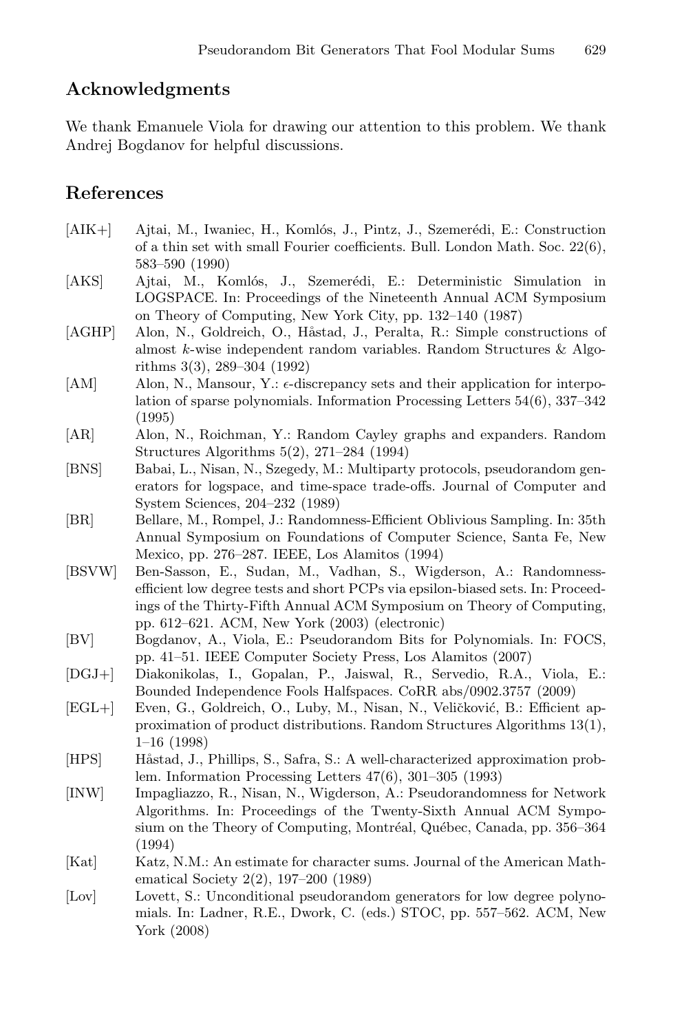## Acknowledgments

We thank Emanuele Viola for drawing our attention to this problem. We thank Andrej Bogdanov for helpful discussions.

## References

[AIK+] Ajtai, M., Iwaniec, H., Komlós, J., Pintz, J., Szemerédi, E.: Construction of a thin set with small Fourier coefficients. Bull. London Math. Soc. 22(6), 583–590 (1990)

[AKS] Ajtai, M., Komlós, J., Szemerédi, E.: Deterministic Simulation in LOGSPACE. In: Proceedings of the Nineteenth Annual ACM Symposium on Theory of Computing, New York City, pp. 132–140 (1987)

[AGHP] Alon, N., Goldreich, O., Håstad, J., Peralta, R.: Simple constructions of almost $k$-wise independent random variables. Random Structures & Algorithms 3(3), 289–304 (1992)

[AM] Alon, N., Mansour, Y.: $\epsilon$-discrepancy sets and their application for interpolation of sparse polynomials. Information Processing Letters 54(6), 337–342 (1995)

[AR] Alon, N., Roichman, Y.: Random Cayley graphs and expanders. Random Structures Algorithms 5(2), 271–284 (1994)

[BNS] Babai, L., Nisan, N., Szegedy, M.: Multiparty protocols, pseudorandom generators for logspace, and time-space trade-offs. Journal of Computer and System Sciences, 204–232 (1989)

[BR] Bellare, M., Rompel, J.: Randomness-Efficient Oblivious Sampling. In: 35th Annual Symposium on Foundations of Computer Science, Santa Fe, New Mexico, pp. 276–287. IEEE, Los Alamitos (1994)

[BSVW] Ben-Sasson, E., Sudan, M., Vadhan, S., Wigderson, A.: Randomness-efficient low degree tests and short PCPs via epsilon-biased sets. In: Proceedings of the Thirty-Fifth Annual ACM Symposium on Theory of Computing, pp. 612–621. ACM, New York (2003) (electronic)

[BV] Bogdanov, A., Viola, E.: Pseudorandom Bits for Polynomials. In: FOCS, pp. 41–51. IEEE Computer Society Press, Los Alamitos (2007)

[DGJ+] Diakonikolas, I., Gopalan, P., Jaiswal, R., Servedio, R.A., Viola, E.: Bounded Independence Fools Halfspaces. CoRR abs/0902.3757 (2009)

[EGL+] Even, G., Goldreich, O., Luby, M., Nisan, N., Veličković, B.: Efficient approximation of product distributions. Random Structures Algorithms 13(1), 1–16 (1998)

[HPS] Håstad, J., Phillips, S., Safra, S.: A well-characterized approximation problem. Information Processing Letters 47(6), 301–305 (1993)

[INW] Impagliazzo, R., Nisan, N., Wigderson, A.: Pseudorandomness for Network Algorithms. In: Proceedings of the Twenty-Sixth Annual ACM Symposium on the Theory of Computing, Montréal, Québec, Canada, pp. 356–364 (1994)

[Kat] Katz, N.M.: An estimate for character sums. Journal of the American Mathematical Society 2(2), 197–200 (1989)

[Lov] Lovett, S.: Unconditional pseudorandom generators for low degree polynomials. In: Ladner, R.E., Dwork, C. (eds.) STOC, pp. 557–562. ACM, New York (2008)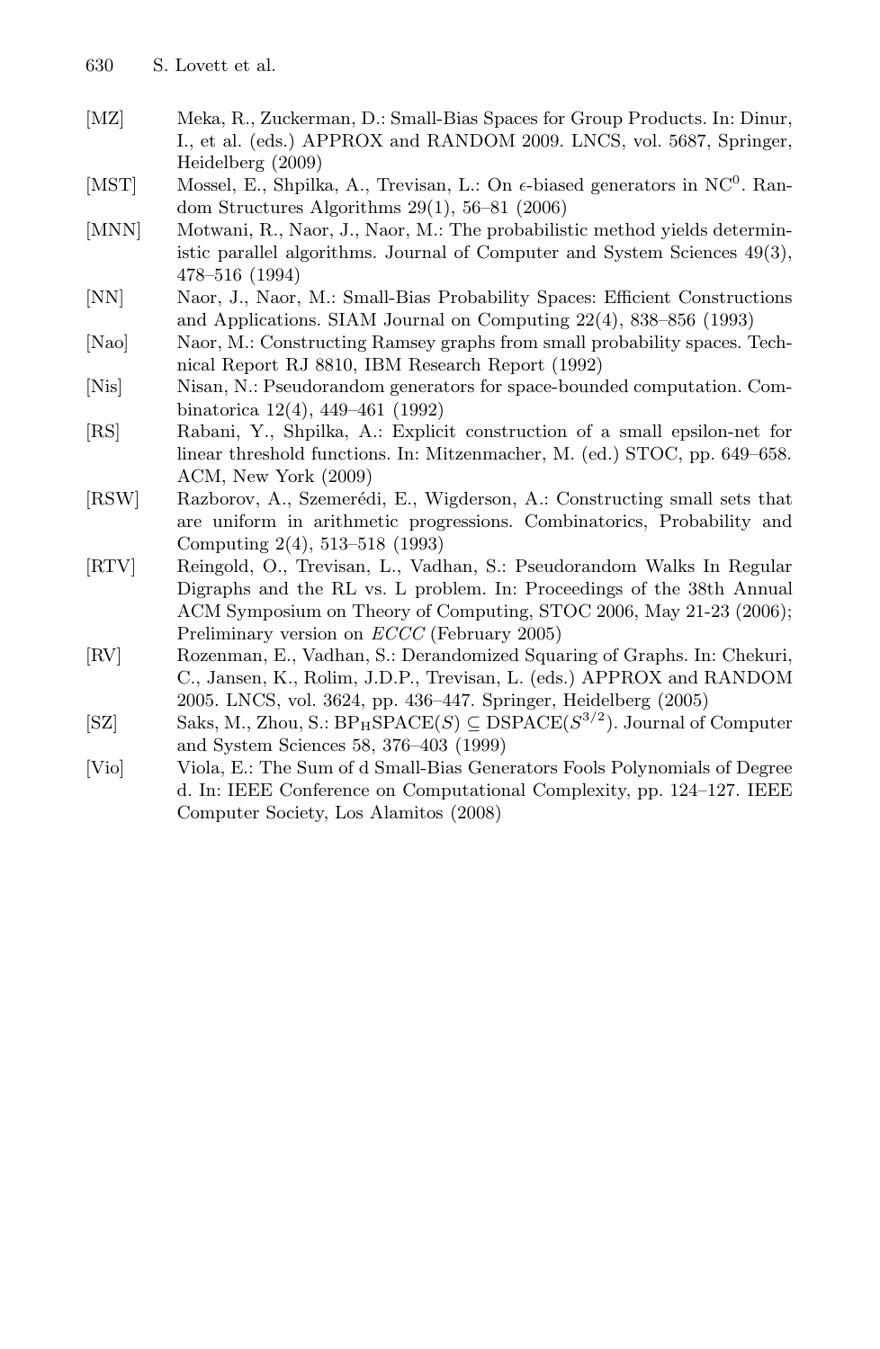[MZ] Meka, R., Zuckerman, D.: Small-Bias Spaces for Group Products. In: Dinur, I., et al. (eds.) APPROX and RANDOM 2009. LNCS, vol. 5687, Springer, Heidelberg (2009)

[MST] Mossel, E., Shpilka, A., Trevisan, L.: On $\epsilon$-biased generators in $\mathrm{NC}^0$. Random Structures Algorithms 29(1), 56–81 (2006)

[MNN] Motwani, R., Naor, J., Naor, M.: The probabilistic method yields deterministic parallel algorithms. Journal of Computer and System Sciences 49(3), 478–516 (1994)

[NN] Naor, J., Naor, M.: Small-Bias Probability Spaces: Efficient Constructions and Applications. SIAM Journal on Computing 22(4), 838–856 (1993)

[Nao] Naor, M.: Constructing Ramsey graphs from small probability spaces. Technical Report RJ 8810, IBM Research Report (1992)

[Nis] Nisan, N.: Pseudorandom generators for space-bounded computation. Combinatorica 12(4), 449–461 (1992)

[RS] Rabani, Y., Shpilka, A.: Explicit construction of a small epsilon-net for linear threshold functions. In: Mitzenmacher, M. (ed.) STOC, pp. 649–658. ACM, New York (2009)

[RSW] Razborov, A., Szemerédi, E., Wigderson, A.: Constructing small sets that are uniform in arithmetic progressions. Combinatorics, Probability and Computing 2(4), 513–518 (1993)

[RTV] Reingold, O., Trevisan, L., Vadhan, S.: Pseudorandom Walks In Regular Digraphs and the RL vs. L problem. In: Proceedings of the 38th Annual ACM Symposium on Theory of Computing, STOC 2006, May 21-23 (2006); Preliminary version on *ECCC* (February 2005)

[RV] Rozenman, E., Vadhan, S.: Derandomized Squaring of Graphs. In: Chekuri, C., Jansen, K., Rolim, J.D.P., Trevisan, L. (eds.) APPROX and RANDOM 2005. LNCS, vol. 3624, pp. 436–447. Springer, Heidelberg (2005)

[SZ] Saks, M., Zhou, S.: $\mathrm{BP_H SPACE}(S) \subseteq \mathrm{DSPACE}(S^{3/2})$. Journal of Computer and System Sciences 58, 376–403 (1999)

[Vio] Viola, E.: The Sum of d Small-Bias Generators Fools Polynomials of Degree d. In: IEEE Conference on Computational Complexity, pp. 124–127. IEEE Computer Society, Los Alamitos (2008)